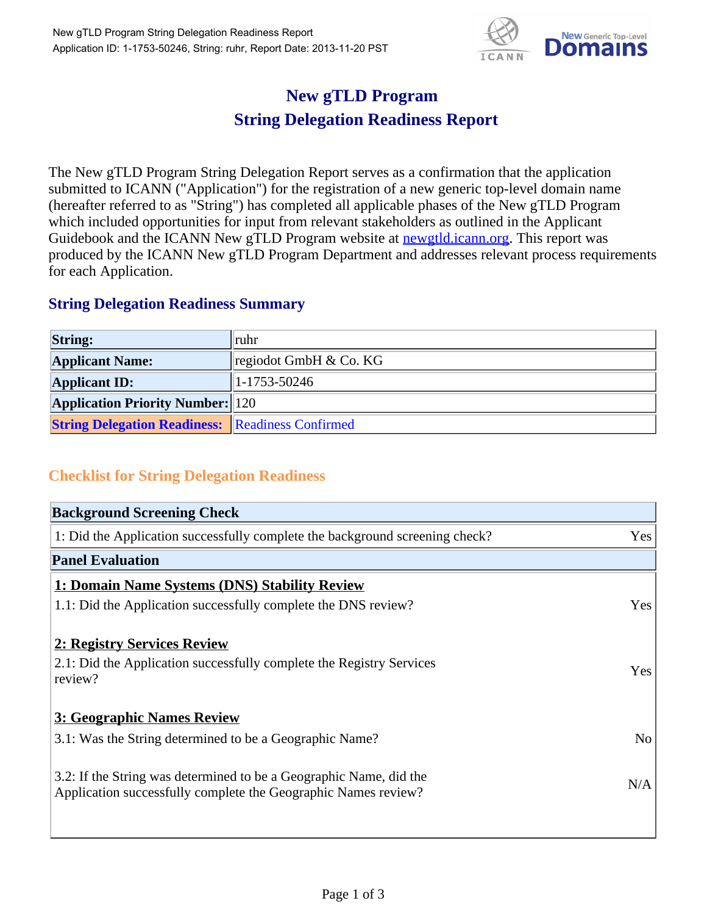# New gTLD Program
# String Delegation Readiness Report

The New gTLD Program String Delegation Report serves as a confirmation that the application submitted to ICANN ("Application") for the registration of a new generic top-level domain name (hereafter referred to as "String") has completed all applicable phases of the New gTLD Program which included opportunities for input from relevant stakeholders as outlined in the Applicant Guidebook and the ICANN New gTLD Program website at newgtld.icann.org. This report was produced by the ICANN New gTLD Program Department and addresses relevant process requirements for each Application.

## String Delegation Readiness Summary

| | |
|---|---|
| **String:** | ruhr |
| **Applicant Name:** | regiodot GmbH & Co. KG |
| **Applicant ID:** | 1-1753-50246 |
| **Application Priority Number:** | 120 |
| **String Delegation Readiness:** | Readiness Confirmed |

## Checklist for String Delegation Readiness

| **Background Screening Check** | |
|---|---|
| 1: Did the Application successfully complete the background screening check? | Yes |
| **Panel Evaluation** | |
| **1: Domain Name Systems (DNS) Stability Review** | |
| 1.1: Did the Application successfully complete the DNS review? | Yes |
| **2: Registry Services Review** | |
| 2.1: Did the Application successfully complete the Registry Services review? | Yes |
| **3: Geographic Names Review** | |
| 3.1: Was the String determined to be a Geographic Name? | No |
| 3.2: If the String was determined to be a Geographic Name, did the Application successfully complete the Geographic Names review? | N/A |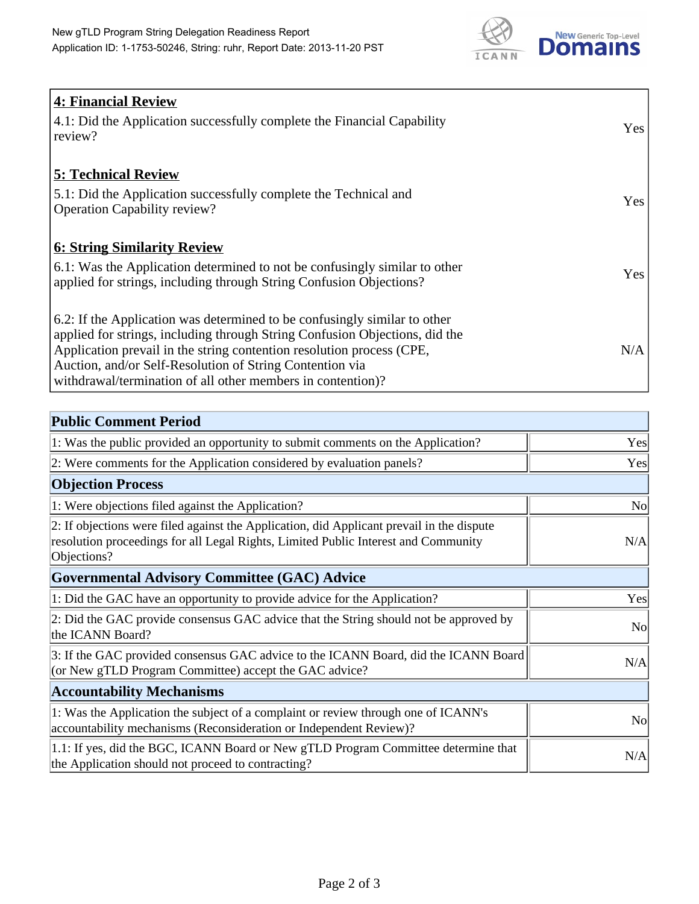| **4: Financial Review** | |
|---|---|
| 4.1: Did the Application successfully complete the Financial Capability review? | Yes |
| **5: Technical Review** | |
| 5.1: Did the Application successfully complete the Technical and Operation Capability review? | Yes |
| **6: String Similarity Review** | |
| 6.1: Was the Application determined to not be confusingly similar to other applied for strings, including through String Confusion Objections? | Yes |
| 6.2: If the Application was determined to be confusingly similar to other applied for strings, including through String Confusion Objections, did the Application prevail in the string contention resolution process (CPE, Auction, and/or Self-Resolution of String Contention via withdrawal/termination of all other members in contention)? | N/A |

| **Public Comment Period** | |
|---|---|
| 1: Was the public provided an opportunity to submit comments on the Application? | Yes |
| 2: Were comments for the Application considered by evaluation panels? | Yes |
| **Objection Process** | |
| 1: Were objections filed against the Application? | No |
| 2: If objections were filed against the Application, did Applicant prevail in the dispute resolution proceedings for all Legal Rights, Limited Public Interest and Community Objections? | N/A |
| **Governmental Advisory Committee (GAC) Advice** | |
| 1: Did the GAC have an opportunity to provide advice for the Application? | Yes |
| 2: Did the GAC provide consensus GAC advice that the String should not be approved by the ICANN Board? | No |
| 3: If the GAC provided consensus GAC advice to the ICANN Board, did the ICANN Board (or New gTLD Program Committee) accept the GAC advice? | N/A |
| **Accountability Mechanisms** | |
| 1: Was the Application the subject of a complaint or review through one of ICANN's accountability mechanisms (Reconsideration or Independent Review)? | No |
| 1.1: If yes, did the BGC, ICANN Board or New gTLD Program Committee determine that the Application should not proceed to contracting? | N/A |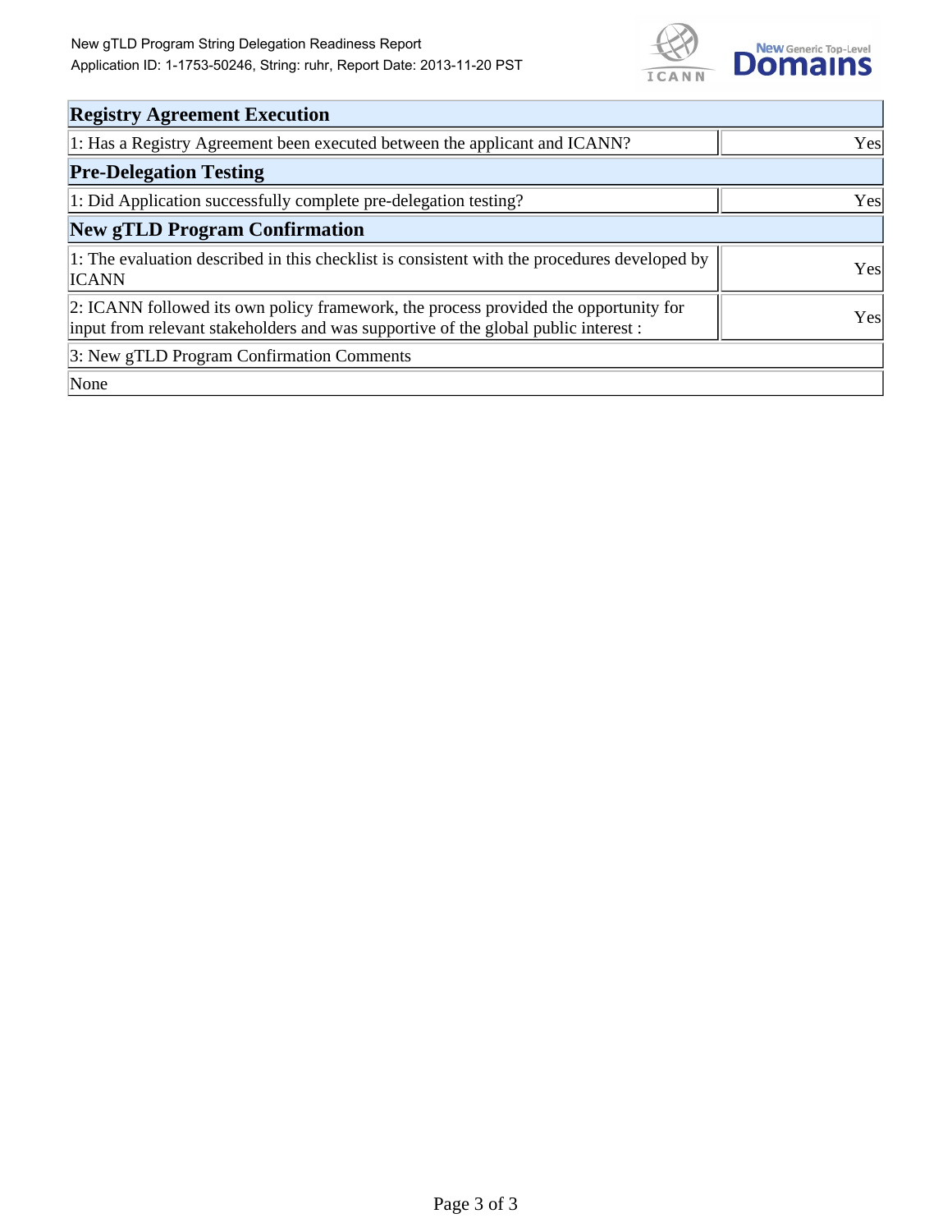## Registry Agreement Execution

| | |
|---|---|
| 1: Has a Registry Agreement been executed between the applicant and ICANN? | Yes |

## Pre-Delegation Testing

| | |
|---|---|
| 1: Did Application successfully complete pre-delegation testing? | Yes |

## New gTLD Program Confirmation

| | |
|---|---|
| 1: The evaluation described in this checklist is consistent with the procedures developed by ICANN | Yes |
| 2: ICANN followed its own policy framework, the process provided the opportunity for input from relevant stakeholders and was supportive of the global public interest : | Yes |

3: New gTLD Program Confirmation Comments

None